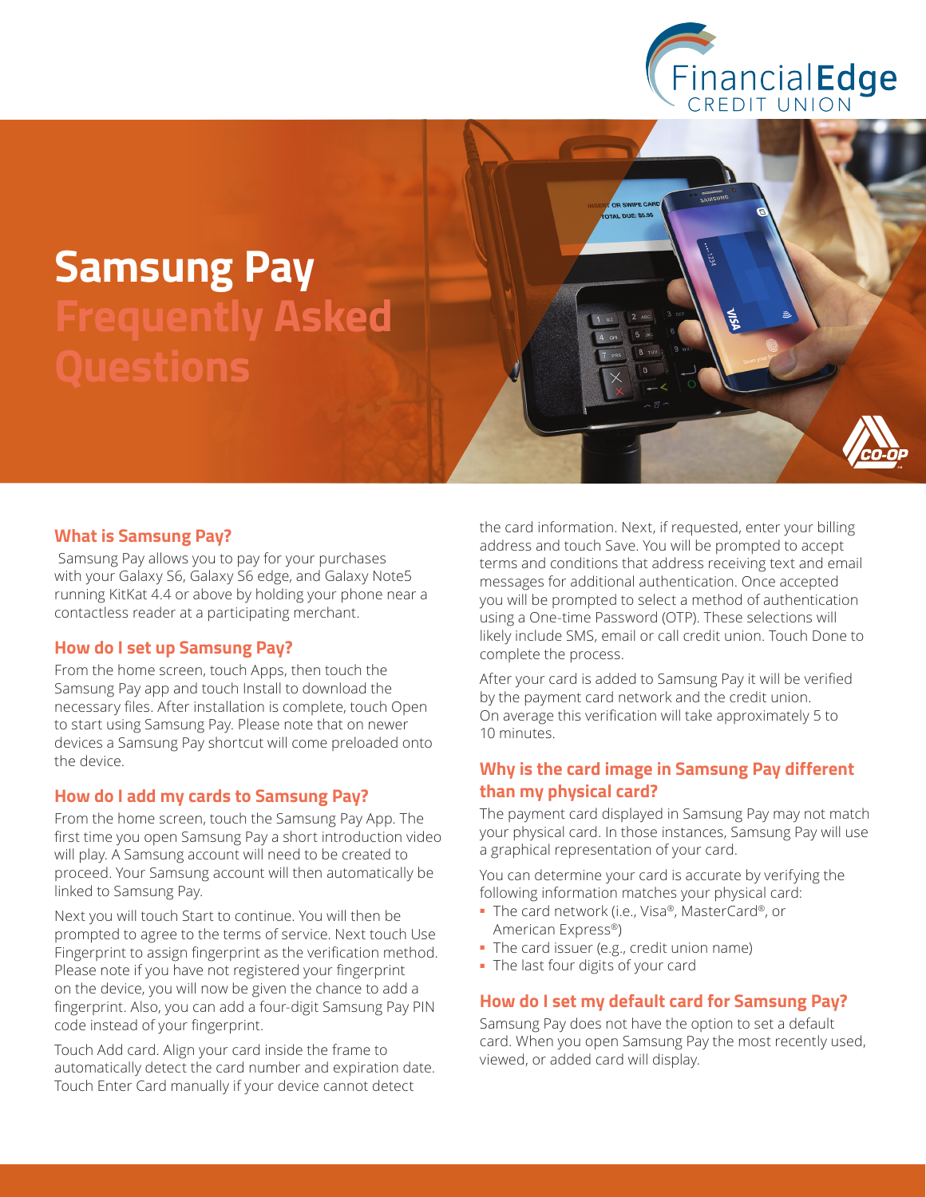# Samsung Pay Frequently Asked Questions

## What is Samsung Pay?

Samsung Pay allows you to pay for your purchases with your Galaxy S6, Galaxy S6 edge, and Galaxy Note5 running KitKat 4.4 or above by holding your phone near a contactless reader at a participating merchant.

## How do I set up Samsung Pay?

From the home screen, touch Apps, then touch the Samsung Pay app and touch Install to download the necessary files. After installation is complete, touch Open to start using Samsung Pay. Please note that on newer devices a Samsung Pay shortcut will come preloaded onto the device.

## How do I add my cards to Samsung Pay?

From the home screen, touch the Samsung Pay App. The first time you open Samsung Pay a short introduction video will play. A Samsung account will need to be created to proceed. Your Samsung account will then automatically be linked to Samsung Pay.

Next you will touch Start to continue. You will then be prompted to agree to the terms of service. Next touch Use Fingerprint to assign fingerprint as the verification method. Please note if you have not registered your fingerprint on the device, you will now be given the chance to add a fingerprint. Also, you can add a four-digit Samsung Pay PIN code instead of your fingerprint.

Touch Add card. Align your card inside the frame to automatically detect the card number and expiration date. Touch Enter Card manually if your device cannot detect the card information. Next, if requested, enter your billing address and touch Save. You will be prompted to accept terms and conditions that address receiving text and email messages for additional authentication. Once accepted you will be prompted to select a method of authentication using a One-time Password (OTP). These selections will likely include SMS, email or call credit union. Touch Done to complete the process.

After your card is added to Samsung Pay it will be verified by the payment card network and the credit union. On average this verification will take approximately 5 to 10 minutes.

## Why is the card image in Samsung Pay different than my physical card?

The payment card displayed in Samsung Pay may not match your physical card. In those instances, Samsung Pay will use a graphical representation of your card.

You can determine your card is accurate by verifying the following information matches your physical card:

- The card network (i.e., Visa®, MasterCard®, or American Express®)
- The card issuer (e.g., credit union name)
- The last four digits of your card

## How do I set my default card for Samsung Pay?

Samsung Pay does not have the option to set a default card. When you open Samsung Pay the most recently used, viewed, or added card will display.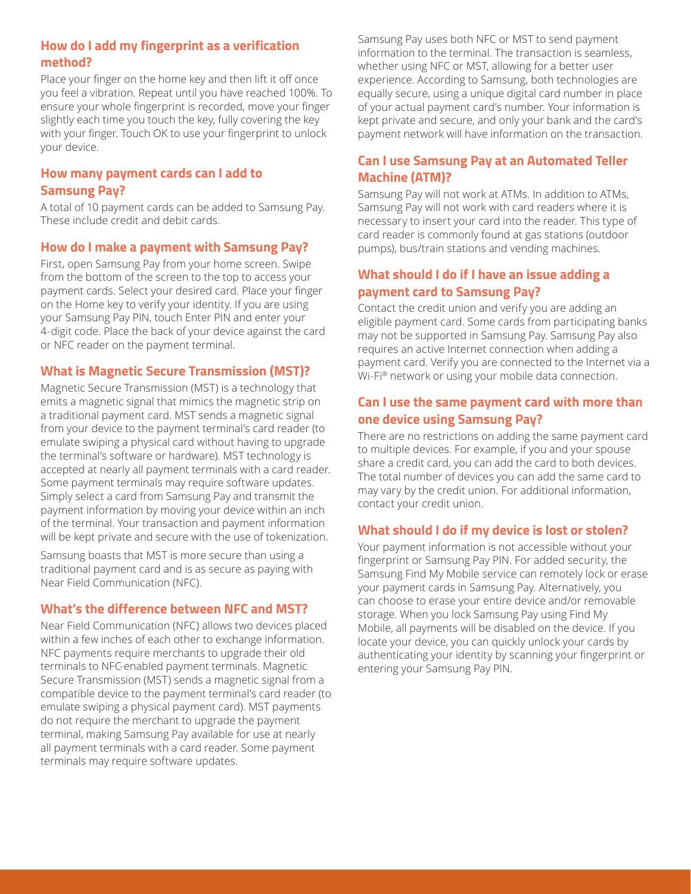## How do I add my fingerprint as a verification method?

Place your finger on the home key and then lift it off once you feel a vibration. Repeat until you have reached 100%. To ensure your whole fingerprint is recorded, move your finger slightly each time you touch the key, fully covering the key with your finger. Touch OK to use your fingerprint to unlock your device.

## How many payment cards can I add to Samsung Pay?

A total of 10 payment cards can be added to Samsung Pay. These include credit and debit cards.

## How do I make a payment with Samsung Pay?

First, open Samsung Pay from your home screen. Swipe from the bottom of the screen to the top to access your payment cards. Select your desired card. Place your finger on the Home key to verify your identity. If you are using your Samsung Pay PIN, touch Enter PIN and enter your 4-digit code. Place the back of your device against the card or NFC reader on the payment terminal.

## What is Magnetic Secure Transmission (MST)?

Magnetic Secure Transmission (MST) is a technology that emits a magnetic signal that mimics the magnetic strip on a traditional payment card. MST sends a magnetic signal from your device to the payment terminal's card reader (to emulate swiping a physical card without having to upgrade the terminal's software or hardware). MST technology is accepted at nearly all payment terminals with a card reader. Some payment terminals may require software updates. Simply select a card from Samsung Pay and transmit the payment information by moving your device within an inch of the terminal. Your transaction and payment information will be kept private and secure with the use of tokenization.

Samsung boasts that MST is more secure than using a traditional payment card and is as secure as paying with Near Field Communication (NFC).

## What's the difference between NFC and MST?

Near Field Communication (NFC) allows two devices placed within a few inches of each other to exchange information. NFC payments require merchants to upgrade their old terminals to NFC-enabled payment terminals. Magnetic Secure Transmission (MST) sends a magnetic signal from a compatible device to the payment terminal's card reader (to emulate swiping a physical payment card). MST payments do not require the merchant to upgrade the payment terminal, making Samsung Pay available for use at nearly all payment terminals with a card reader. Some payment terminals may require software updates.

Samsung Pay uses both NFC or MST to send payment information to the terminal. The transaction is seamless, whether using NFC or MST, allowing for a better user experience. According to Samsung, both technologies are equally secure, using a unique digital card number in place of your actual payment card's number. Your information is kept private and secure, and only your bank and the card's payment network will have information on the transaction.

## Can I use Samsung Pay at an Automated Teller Machine (ATM)?

Samsung Pay will not work at ATMs. In addition to ATMs, Samsung Pay will not work with card readers where it is necessary to insert your card into the reader. This type of card reader is commonly found at gas stations (outdoor pumps), bus/train stations and vending machines.

## What should I do if I have an issue adding a payment card to Samsung Pay?

Contact the credit union and verify you are adding an eligible payment card. Some cards from participating banks may not be supported in Samsung Pay. Samsung Pay also requires an active Internet connection when adding a payment card. Verify you are connected to the Internet via a Wi-Fi® network or using your mobile data connection.

## Can I use the same payment card with more than one device using Samsung Pay?

There are no restrictions on adding the same payment card to multiple devices. For example, if you and your spouse share a credit card, you can add the card to both devices. The total number of devices you can add the same card to may vary by the credit union. For additional information, contact your credit union.

## What should I do if my device is lost or stolen?

Your payment information is not accessible without your fingerprint or Samsung Pay PIN. For added security, the Samsung Find My Mobile service can remotely lock or erase your payment cards in Samsung Pay. Alternatively, you can choose to erase your entire device and/or removable storage. When you lock Samsung Pay using Find My Mobile, all payments will be disabled on the device. If you locate your device, you can quickly unlock your cards by authenticating your identity by scanning your fingerprint or entering your Samsung Pay PIN.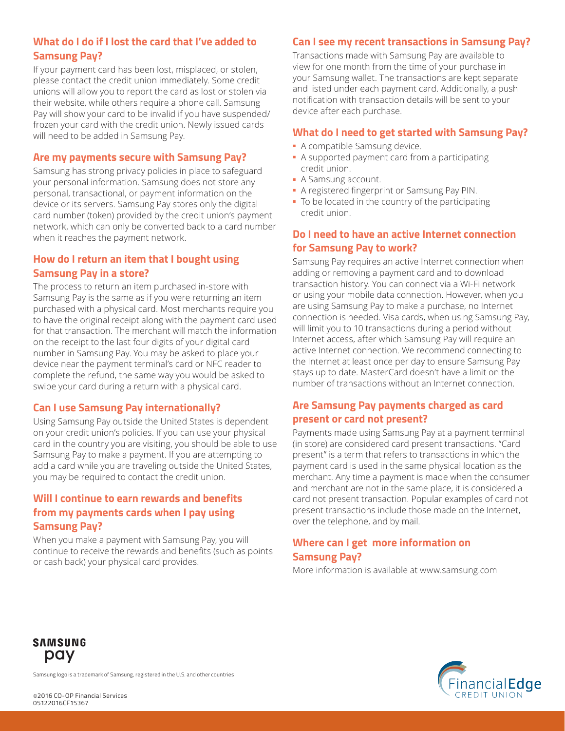## What do I do if I lost the card that I've added to Samsung Pay?

If your payment card has been lost, misplaced, or stolen, please contact the credit union immediately. Some credit unions will allow you to report the card as lost or stolen via their website, while others require a phone call. Samsung Pay will show your card to be invalid if you have suspended/ frozen your card with the credit union. Newly issued cards will need to be added in Samsung Pay.

## Are my payments secure with Samsung Pay?

Samsung has strong privacy policies in place to safeguard your personal information. Samsung does not store any personal, transactional, or payment information on the device or its servers. Samsung Pay stores only the digital card number (token) provided by the credit union's payment network, which can only be converted back to a card number when it reaches the payment network.

## How do I return an item that I bought using Samsung Pay in a store?

The process to return an item purchased in-store with Samsung Pay is the same as if you were returning an item purchased with a physical card. Most merchants require you to have the original receipt along with the payment card used for that transaction. The merchant will match the information on the receipt to the last four digits of your digital card number in Samsung Pay. You may be asked to place your device near the payment terminal's card or NFC reader to complete the refund, the same way you would be asked to swipe your card during a return with a physical card.

## Can I use Samsung Pay internationally?

Using Samsung Pay outside the United States is dependent on your credit union's policies. If you can use your physical card in the country you are visiting, you should be able to use Samsung Pay to make a payment. If you are attempting to add a card while you are traveling outside the United States, you may be required to contact the credit union.

## Will I continue to earn rewards and benefits from my payments cards when I pay using Samsung Pay?

When you make a payment with Samsung Pay, you will continue to receive the rewards and benefits (such as points or cash back) your physical card provides.

## Can I see my recent transactions in Samsung Pay?

Transactions made with Samsung Pay are available to view for one month from the time of your purchase in your Samsung wallet. The transactions are kept separate and listed under each payment card. Additionally, a push notification with transaction details will be sent to your device after each purchase.

## What do I need to get started with Samsung Pay?

- A compatible Samsung device.
- A supported payment card from a participating credit union.
- A Samsung account.
- A registered fingerprint or Samsung Pay PIN.
- To be located in the country of the participating credit union.

## Do I need to have an active Internet connection for Samsung Pay to work?

Samsung Pay requires an active Internet connection when adding or removing a payment card and to download transaction history. You can connect via a Wi-Fi network or using your mobile data connection. However, when you are using Samsung Pay to make a purchase, no Internet connection is needed. Visa cards, when using Samsung Pay, will limit you to 10 transactions during a period without Internet access, after which Samsung Pay will require an active Internet connection. We recommend connecting to the Internet at least once per day to ensure Samsung Pay stays up to date. MasterCard doesn't have a limit on the number of transactions without an Internet connection.

## Are Samsung Pay payments charged as card present or card not present?

Payments made using Samsung Pay at a payment terminal (in store) are considered card present transactions. "Card present" is a term that refers to transactions in which the payment card is used in the same physical location as the merchant. Any time a payment is made when the consumer and merchant are not in the same place, it is considered a card not present transaction. Popular examples of card not present transactions include those made on the Internet, over the telephone, and by mail.

## Where can I get more information on Samsung Pay?

More information is available at www.samsung.com

SAMSUNG pay

Samsung logo is a trademark of Samsung, registered in the U.S. and other countries

©2016 CO-OP Financial Services
05122016CF15367

FinancialEdge CREDIT UNION